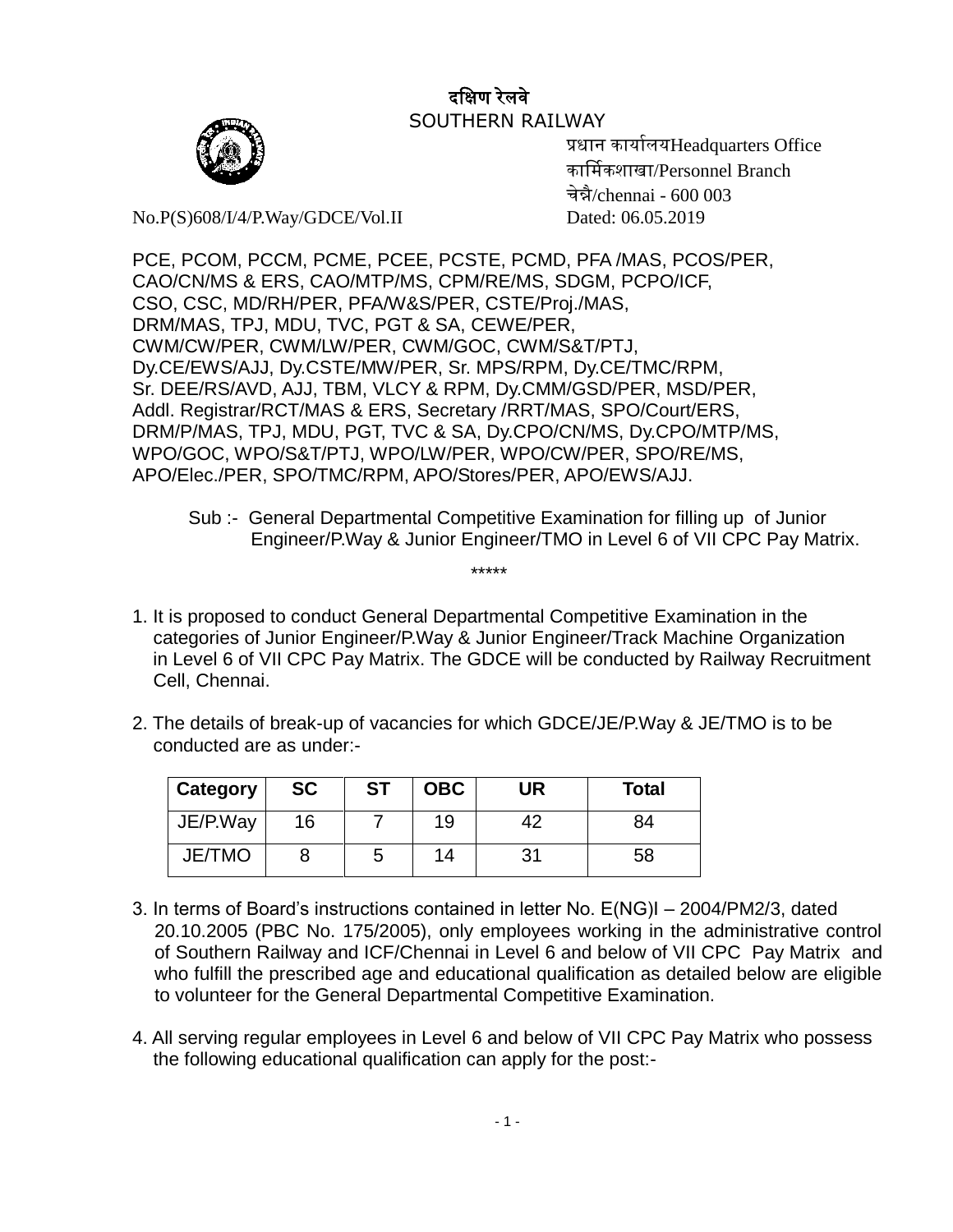दक्षिण रेलवे
SOUTHERN RAILWAY

प्रधान कार्यालयHeadquarters Office
कार्मिकशाखा/Personnel Branch
चेन्नै/chennai - 600 003

No.P(S)608/I/4/P.Way/GDCE/Vol.II Dated: 06.05.2019

PCE, PCOM, PCCM, PCME, PCEE, PCSTE, PCMD, PFA /MAS, PCOS/PER,
CAO/CN/MS & ERS, CAO/MTP/MS, CPM/RE/MS, SDGM, PCPO/ICF,
CSO, CSC, MD/RH/PER, PFA/W&S/PER, CSTE/Proj./MAS,
DRM/MAS, TPJ, MDU, TVC, PGT & SA, CEWE/PER,
CWM/CW/PER, CWM/LW/PER, CWM/GOC, CWM/S&T/PTJ,
Dy.CE/EWS/AJJ, Dy.CSTE/MW/PER, Sr. MPS/RPM, Dy.CE/TMC/RPM,
Sr. DEE/RS/AVD, AJJ, TBM, VLCY & RPM, Dy.CMM/GSD/PER, MSD/PER,
Addl. Registrar/RCT/MAS & ERS, Secretary /RRT/MAS, SPO/Court/ERS,
DRM/P/MAS, TPJ, MDU, PGT, TVC & SA, Dy.CPO/CN/MS, Dy.CPO/MTP/MS,
WPO/GOC, WPO/S&T/PTJ, WPO/LW/PER, WPO/CW/PER, SPO/RE/MS,
APO/Elec./PER, SPO/TMC/RPM, APO/Stores/PER, APO/EWS/AJJ.

Sub :- General Departmental Competitive Examination for filling up of Junior Engineer/P.Way & Junior Engineer/TMO in Level 6 of VII CPC Pay Matrix.

*****

1. It is proposed to conduct General Departmental Competitive Examination in the categories of Junior Engineer/P.Way & Junior Engineer/Track Machine Organization in Level 6 of VII CPC Pay Matrix. The GDCE will be conducted by Railway Recruitment Cell, Chennai.

2. The details of break-up of vacancies for which GDCE/JE/P.Way & JE/TMO is to be conducted are as under:-

| Category | SC | ST | OBC | UR | Total |
|---|---|---|---|---|---|
| JE/P.Way | 16 | 7 | 19 | 42 | 84 |
| JE/TMO | 8 | 5 | 14 | 31 | 58 |

3. In terms of Board's instructions contained in letter No. E(NG)I – 2004/PM2/3, dated 20.10.2005 (PBC No. 175/2005), only employees working in the administrative control of Southern Railway and ICF/Chennai in Level 6 and below of VII CPC Pay Matrix and who fulfill the prescribed age and educational qualification as detailed below are eligible to volunteer for the General Departmental Competitive Examination.

4. All serving regular employees in Level 6 and below of VII CPC Pay Matrix who possess the following educational qualification can apply for the post:-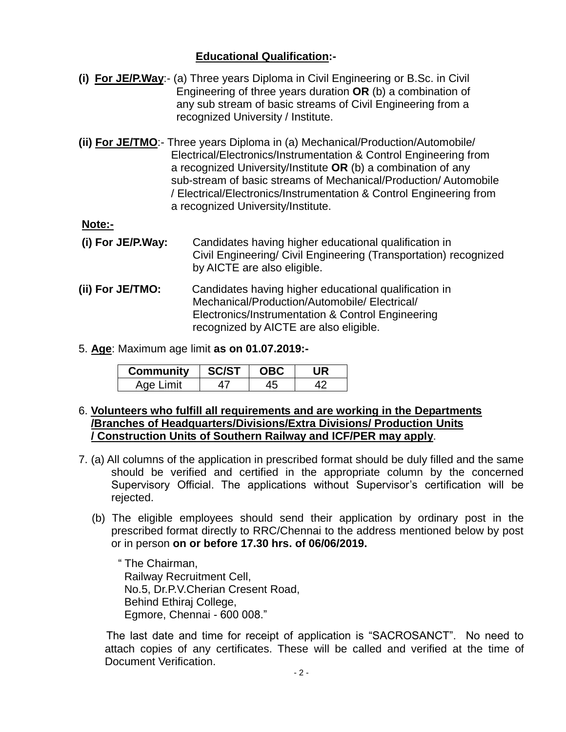**<u>Educational Qualification</u>:-**

**(i) <u>For JE/P.Way</u>**:- (a) Three years Diploma in Civil Engineering or B.Sc. in Civil Engineering of three years duration **OR** (b) a combination of any sub stream of basic streams of Civil Engineering from a recognized University / Institute.

**(ii) <u>For JE/TMO</u>**:- Three years Diploma in (a) Mechanical/Production/Automobile/ Electrical/Electronics/Instrumentation & Control Engineering from a recognized University/Institute **OR** (b) a combination of any sub-stream of basic streams of Mechanical/Production/ Automobile / Electrical/Electronics/Instrumentation & Control Engineering from a recognized University/Institute.

**<u>Note:-</u>**

**(i) For JE/P.Way:** Candidates having higher educational qualification in Civil Engineering/ Civil Engineering (Transportation) recognized by AICTE are also eligible.

**(ii) For JE/TMO:** Candidates having higher educational qualification in Mechanical/Production/Automobile/ Electrical/ Electronics/Instrumentation & Control Engineering recognized by AICTE are also eligible.

5. **<u>Age</u>**: Maximum age limit **as on 01.07.2019:-**

| Community | SC/ST | OBC | UR |
|---|---|---|---|
| Age Limit | 47 | 45 | 42 |

6. **<u>Volunteers who fulfill all requirements and are working in the Departments /Branches of Headquarters/Divisions/Extra Divisions/ Production Units / Construction Units of Southern Railway and ICF/PER may apply</u>**.

7. (a) All columns of the application in prescribed format should be duly filled and the same should be verified and certified in the appropriate column by the concerned Supervisory Official. The applications without Supervisor's certification will be rejected.

(b) The eligible employees should send their application by ordinary post in the prescribed format directly to RRC/Chennai to the address mentioned below by post or in person **on or before 17.30 hrs. of 06/06/2019.**

" The Chairman,
Railway Recruitment Cell,
No.5, Dr.P.V.Cherian Cresent Road,
Behind Ethiraj College,
Egmore, Chennai - 600 008."

The last date and time for receipt of application is "SACROSANCT". No need to attach copies of any certificates. These will be called and verified at the time of Document Verification.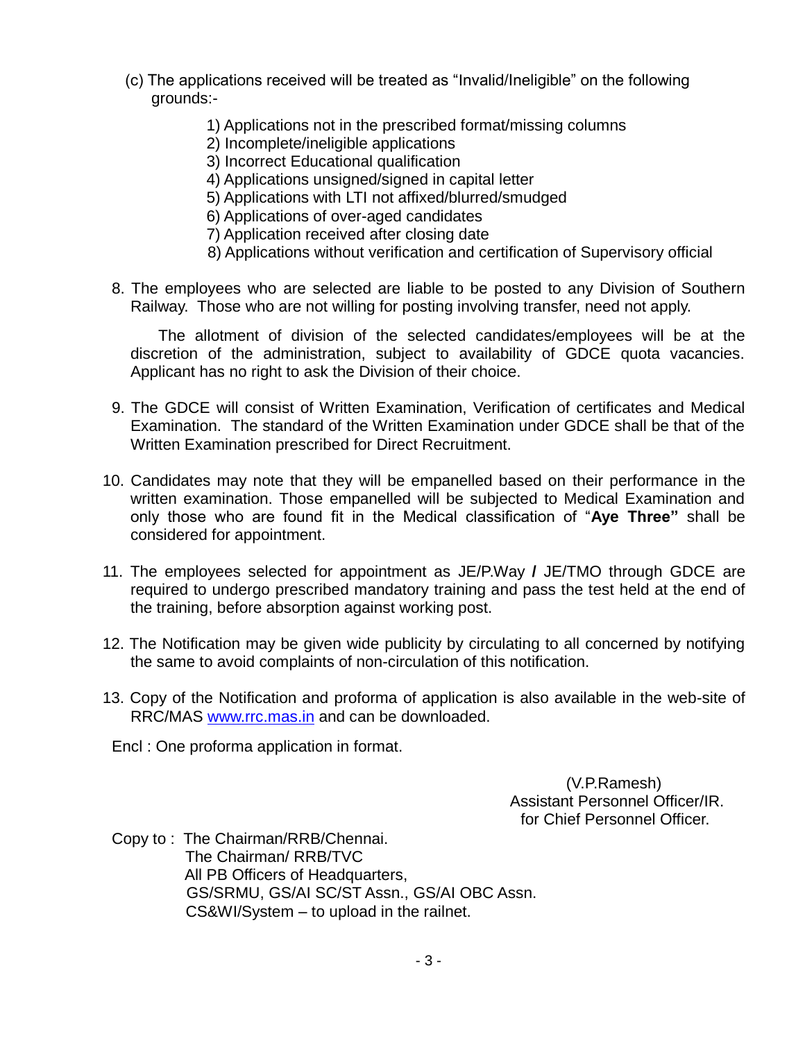(c) The applications received will be treated as "Invalid/Ineligible" on the following grounds:-

1) Applications not in the prescribed format/missing columns
2) Incomplete/ineligible applications
3) Incorrect Educational qualification
4) Applications unsigned/signed in capital letter
5) Applications with LTI not affixed/blurred/smudged
6) Applications of over-aged candidates
7) Application received after closing date
8) Applications without verification and certification of Supervisory official

8. The employees who are selected are liable to be posted to any Division of Southern Railway. Those who are not willing for posting involving transfer, need not apply.

   The allotment of division of the selected candidates/employees will be at the discretion of the administration, subject to availability of GDCE quota vacancies. Applicant has no right to ask the Division of their choice.

9. The GDCE will consist of Written Examination, Verification of certificates and Medical Examination. The standard of the Written Examination under GDCE shall be that of the Written Examination prescribed for Direct Recruitment.

10. Candidates may note that they will be empanelled based on their performance in the written examination. Those empanelled will be subjected to Medical Examination and only those who are found fit in the Medical classification of "**Aye Three"** shall be considered for appointment.

11. The employees selected for appointment as JE/P.Way **/** JE/TMO through GDCE are required to undergo prescribed mandatory training and pass the test held at the end of the training, before absorption against working post.

12. The Notification may be given wide publicity by circulating to all concerned by notifying the same to avoid complaints of non-circulation of this notification.

13. Copy of the Notification and proforma of application is also available in the web-site of RRC/MAS www.rrc.mas.in and can be downloaded.

Encl : One proforma application in format.

(V.P.Ramesh)
Assistant Personnel Officer/IR.
for Chief Personnel Officer.

Copy to : The Chairman/RRB/Chennai.
The Chairman/ RRB/TVC
All PB Officers of Headquarters,
GS/SRMU, GS/AI SC/ST Assn., GS/AI OBC Assn.
CS&WI/System – to upload in the railnet.